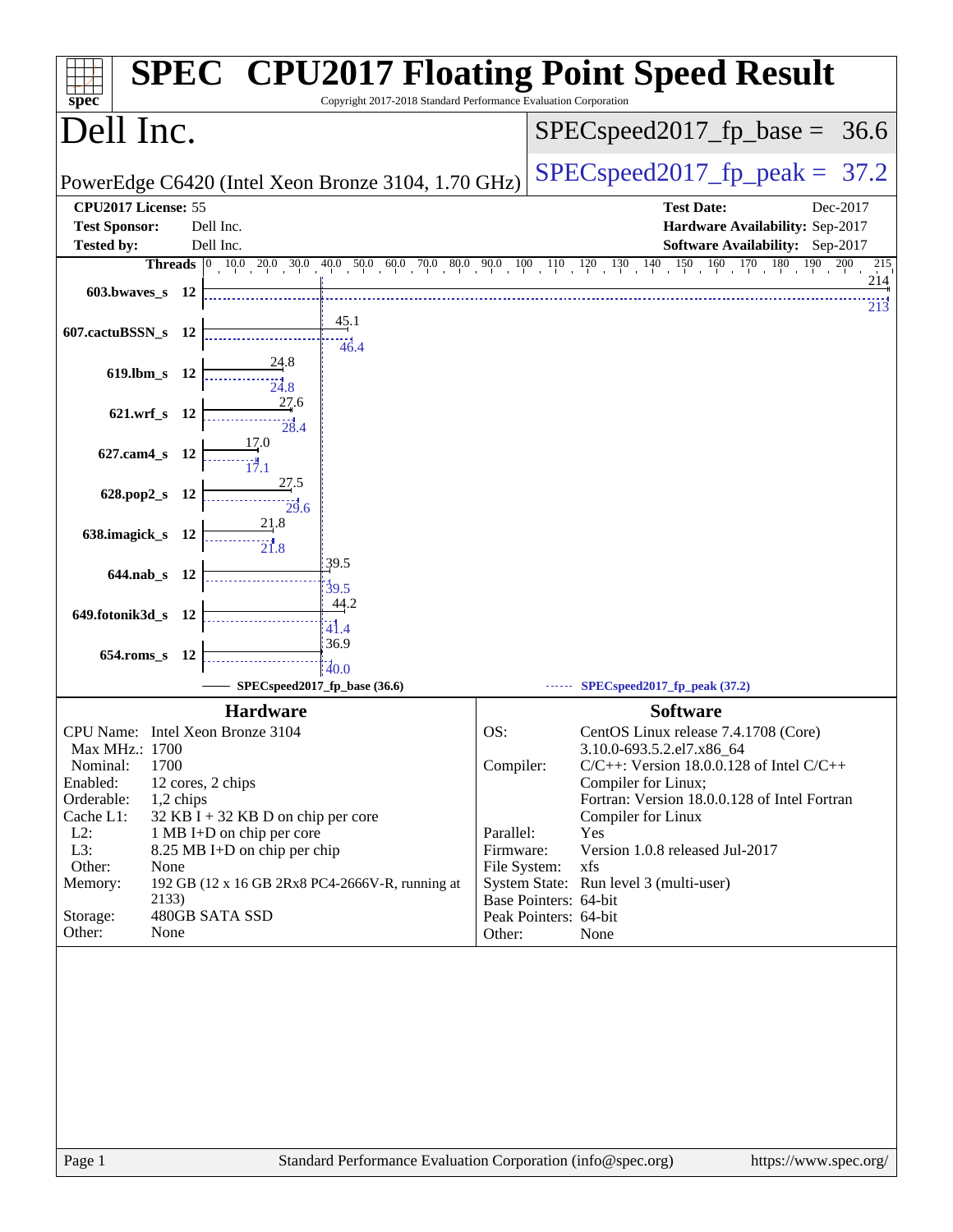# SPEC® CPU2017 Floating Point Speed Result

Copyright 2017-2018 Standard Performance Evaluation Corporation

## Dell Inc.

PowerEdge C6420 (Intel Xeon Bronze 3104, 1.70 GHz)

SPECspeed2017_fp_base = 36.6

SPECspeed2017_fp_peak = 37.2

| | | | |
|---|---|---|---|
| **CPU2017 License:** | 55 | **Test Date:** | Dec-2017 |
| **Test Sponsor:** | Dell Inc. | **Hardware Availability:** | Sep-2017 |
| **Tested by:** | Dell Inc. | **Software Availability:** | Sep-2017 |

| Benchmark | Threads | Base | Peak |
|---|---|---|---|
| 603.bwaves_s | 12 | 214 | 213 |
| 607.cactuBSSN_s | 12 | 45.1 | 46.4 |
| 619.lbm_s | 12 | 24.8 | 24.8 |
| 621.wrf_s | 12 | 27.6 | 28.4 |
| 627.cam4_s | 12 | 17.0 | 17.1 |
| 628.pop2_s | 12 | 27.5 | 29.6 |
| 638.imagick_s | 12 | 21.8 | 21.8 |
| 644.nab_s | 12 | 39.5 | 39.5 |
| 649.fotonik3d_s | 12 | 44.2 | 41.4 |
| 654.roms_s | 12 | 36.9 | 40.0 |

SPECspeed2017_fp_base (36.6) — SPECspeed2017_fp_peak (37.2)

### Hardware

| | |
|---|---|
| CPU Name: | Intel Xeon Bronze 3104 |
| Max MHz.: | 1700 |
| Nominal: | 1700 |
| Enabled: | 12 cores, 2 chips |
| Orderable: | 1,2 chips |
| Cache L1: | 32 KB I + 32 KB D on chip per core |
| L2: | 1 MB I+D on chip per core |
| L3: | 8.25 MB I+D on chip per chip |
| Other: | None |
| Memory: | 192 GB (12 x 16 GB 2Rx8 PC4-2666V-R, running at 2133) |
| Storage: | 480GB SATA SSD |
| Other: | None |

### Software

| | |
|---|---|
| OS: | CentOS Linux release 7.4.1708 (Core) 3.10.0-693.5.2.el7.x86_64 |
| Compiler: | C/C++: Version 18.0.0.128 of Intel C/C++ Compiler for Linux; Fortran: Version 18.0.0.128 of Intel Fortran Compiler for Linux |
| Parallel: | Yes |
| Firmware: | Version 1.0.8 released Jul-2017 |
| File System: | xfs |
| System State: | Run level 3 (multi-user) |
| Base Pointers: | 64-bit |
| Peak Pointers: | 64-bit |
| Other: | None |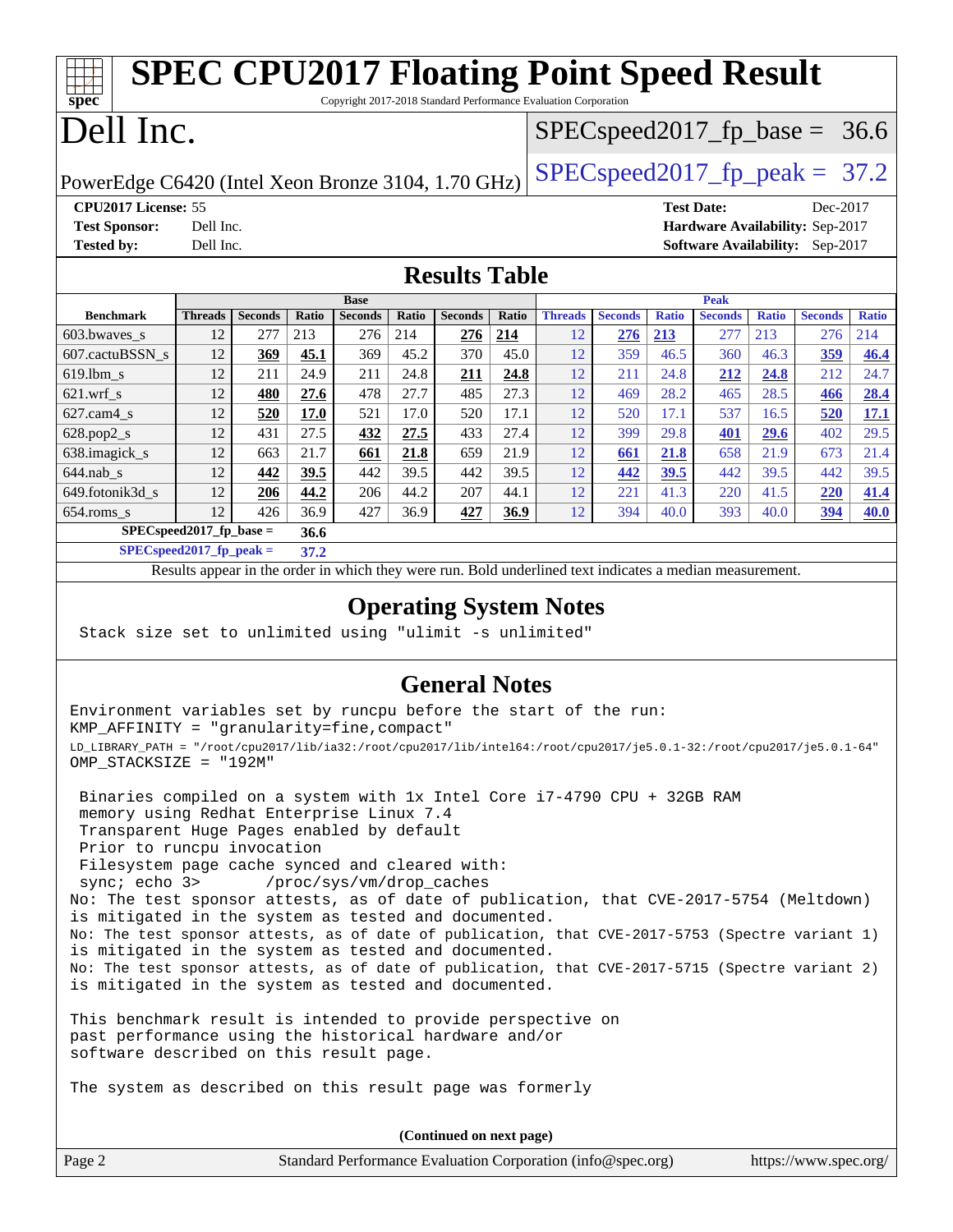# SPEC CPU2017 Floating Point Speed Result

Copyright 2017-2018 Standard Performance Evaluation Corporation

# Dell Inc.

PowerEdge C6420 (Intel Xeon Bronze 3104, 1.70 GHz)

SPECspeed2017_fp_base = 36.6

SPECspeed2017_fp_peak = 37.2

**CPU2017 License:** 55
**Test Sponsor:** Dell Inc.
**Tested by:** Dell Inc.

**Test Date:** Dec-2017
**Hardware Availability:** Sep-2017
**Software Availability:** Sep-2017

## Results Table

| Benchmark | Base | | | | | | | Peak | | | | | | |
|---|---|---|---|---|---|---|---|---|---|---|---|---|---|---|
| | Threads | Seconds | Ratio | Seconds | Ratio | Seconds | Ratio | Threads | Seconds | Ratio | Seconds | Ratio | Seconds | Ratio |
| 603.bwaves_s | 12 | 277 | 213 | 276 | 214 | **276** | **214** | 12 | **276** | **213** | 277 | 213 | 276 | 214 |
| 607.cactuBSSN_s | 12 | **369** | **45.1** | 369 | 45.2 | 370 | 45.0 | 12 | 359 | 46.5 | 360 | 46.3 | **359** | **46.4** |
| 619.lbm_s | 12 | 211 | 24.9 | 211 | 24.8 | **211** | **24.8** | 12 | 211 | 24.8 | **212** | **24.8** | 212 | 24.7 |
| 621.wrf_s | 12 | **480** | **27.6** | 478 | 27.7 | 485 | 27.3 | 12 | 469 | 28.2 | 465 | 28.5 | **466** | **28.4** |
| 627.cam4_s | 12 | **520** | **17.0** | 521 | 17.0 | 520 | 17.1 | 12 | 520 | 17.1 | 537 | 16.5 | **520** | **17.1** |
| 628.pop2_s | 12 | 431 | 27.5 | **432** | **27.5** | 433 | 27.4 | 12 | 399 | 29.8 | **401** | **29.6** | 402 | 29.5 |
| 638.imagick_s | 12 | 663 | 21.7 | **661** | **21.8** | 659 | 21.9 | 12 | **661** | **21.8** | 658 | 21.9 | 673 | 21.4 |
| 644.nab_s | 12 | **442** | **39.5** | 442 | 39.5 | 442 | 39.5 | 12 | **442** | **39.5** | 442 | 39.5 | 442 | 39.5 |
| 649.fotonik3d_s | 12 | **206** | **44.2** | 206 | 44.2 | 207 | 44.1 | 12 | 221 | 41.3 | 220 | 41.5 | **220** | **41.4** |
| 654.roms_s | 12 | 426 | 36.9 | 427 | 36.9 | **427** | **36.9** | 12 | 394 | 40.0 | 393 | 40.0 | **394** | **40.0** |
| **SPECspeed2017_fp_base =** | **36.6** | | | | | | | | | | | | | |
| **SPECspeed2017_fp_peak =** | **37.2** | | | | | | | | | | | | | |

Results appear in the order in which they were run. Bold underlined text indicates a median measurement.

## Operating System Notes

```
Stack size set to unlimited using "ulimit -s unlimited"
```

## General Notes

```
Environment variables set by runcpu before the start of the run:
KMP_AFFINITY = "granularity=fine,compact"
LD_LIBRARY_PATH = "/root/cpu2017/lib/ia32:/root/cpu2017/lib/intel64:/root/cpu2017/je5.0.1-32:/root/cpu2017/je5.0.1-64"
OMP_STACKSIZE = "192M"

 Binaries compiled on a system with 1x Intel Core i7-4790 CPU + 32GB RAM
 memory using Redhat Enterprise Linux 7.4
 Transparent Huge Pages enabled by default
 Prior to runcpu invocation
 Filesystem page cache synced and cleared with:
 sync; echo 3>       /proc/sys/vm/drop_caches
No: The test sponsor attests, as of date of publication, that CVE-2017-5754 (Meltdown)
is mitigated in the system as tested and documented.
No: The test sponsor attests, as of date of publication, that CVE-2017-5753 (Spectre variant 1)
is mitigated in the system as tested and documented.
No: The test sponsor attests, as of date of publication, that CVE-2017-5715 (Spectre variant 2)
is mitigated in the system as tested and documented.

This benchmark result is intended to provide perspective on
past performance using the historical hardware and/or
software described on this result page.

The system as described on this result page was formerly
```

(Continued on next page)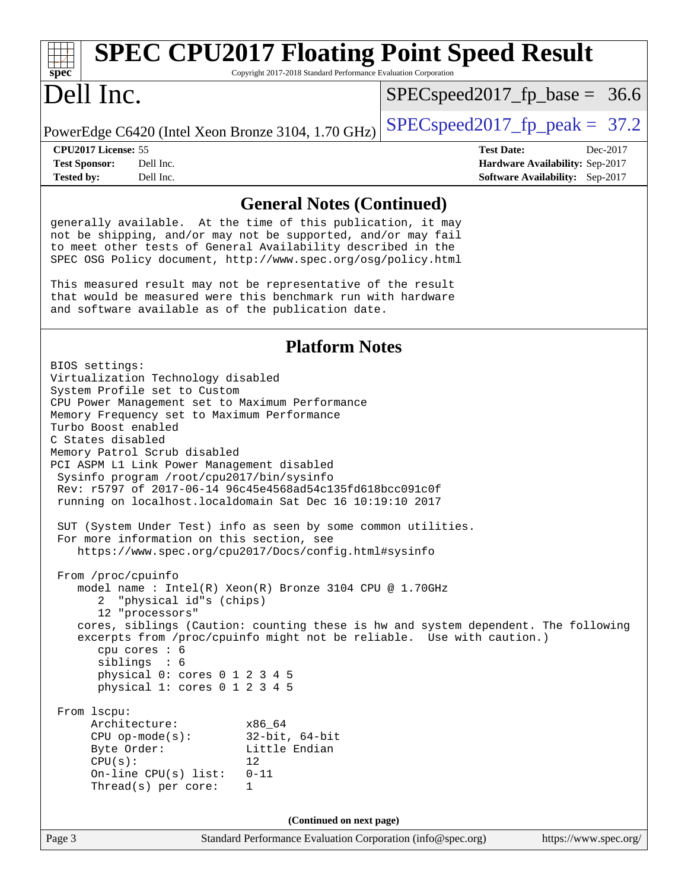## General Notes (Continued)

```
generally available.  At the time of this publication, it may
not be shipping, and/or may not be supported, and/or may fail
to meet other tests of General Availability described in the
SPEC OSG Policy document, http://www.spec.org/osg/policy.html

This measured result may not be representative of the result
that would be measured were this benchmark run with hardware
and software available as of the publication date.
```

## Platform Notes

```
BIOS settings:
Virtualization Technology disabled
System Profile set to Custom
CPU Power Management set to Maximum Performance
Memory Frequency set to Maximum Performance
Turbo Boost enabled
C States disabled
Memory Patrol Scrub disabled
PCI ASPM L1 Link Power Management disabled
 Sysinfo program /root/cpu2017/bin/sysinfo
 Rev: r5797 of 2017-06-14 96c45e4568ad54c135fd618bcc091c0f
 running on localhost.localdomain Sat Dec 16 10:19:10 2017

 SUT (System Under Test) info as seen by some common utilities.
 For more information on this section, see
    https://www.spec.org/cpu2017/Docs/config.html#sysinfo

 From /proc/cpuinfo
    model name : Intel(R) Xeon(R) Bronze 3104 CPU @ 1.70GHz
       2  "physical id"s (chips)
       12 "processors"
    cores, siblings (Caution: counting these is hw and system dependent. The following
    excerpts from /proc/cpuinfo might not be reliable.  Use with caution.)
       cpu cores : 6
       siblings  : 6
       physical 0: cores 0 1 2 3 4 5
       physical 1: cores 0 1 2 3 4 5

 From lscpu:
      Architecture:          x86_64
      CPU op-mode(s):        32-bit, 64-bit
      Byte Order:            Little Endian
      CPU(s):                12
      On-line CPU(s) list:   0-11
      Thread(s) per core:    1
```

(Continued on next page)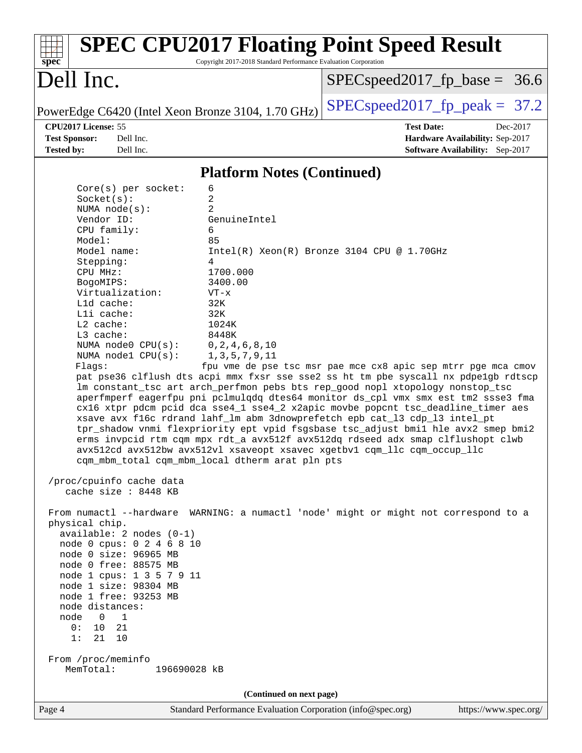# SPEC CPU2017 Floating Point Speed Result

Copyright 2017-2018 Standard Performance Evaluation Corporation

## Dell Inc.

PowerEdge C6420 (Intel Xeon Bronze 3104, 1.70 GHz)

SPECspeed2017_fp_base = 36.6

SPECspeed2017_fp_peak = 37.2

**CPU2017 License:** 55
**Test Sponsor:** Dell Inc.
**Tested by:** Dell Inc.

**Test Date:** Dec-2017
**Hardware Availability:** Sep-2017
**Software Availability:** Sep-2017

### Platform Notes (Continued)

```
      Core(s) per socket:    6
      Socket(s):             2
      NUMA node(s):          2
      Vendor ID:             GenuineIntel
      CPU family:            6
      Model:                 85
      Model name:            Intel(R) Xeon(R) Bronze 3104 CPU @ 1.70GHz
      Stepping:              4
      CPU MHz:               1700.000
      BogoMIPS:              3400.00
      Virtualization:        VT-x
      L1d cache:             32K
      L1i cache:             32K
      L2 cache:              1024K
      L3 cache:              8448K
      NUMA node0 CPU(s):     0,2,4,6,8,10
      NUMA node1 CPU(s):     1,3,5,7,9,11
      Flags:                fpu vme de pse tsc msr pae mce cx8 apic sep mtrr pge mca cmov
      pat pse36 clflush dts acpi mmx fxsr sse sse2 ss ht tm pbe syscall nx pdpe1gb rdtscp
      lm constant_tsc art arch_perfmon pebs bts rep_good nopl xtopology nonstop_tsc
      aperfmperf eagerfpu pni pclmulqdq dtes64 monitor ds_cpl vmx smx est tm2 ssse3 fma
      cx16 xtpr pdcm pcid dca sse4_1 sse4_2 x2apic movbe popcnt tsc_deadline_timer aes
      xsave avx f16c rdrand lahf_lm abm 3dnowprefetch epb cat_l3 cdp_l3 intel_pt
      tpr_shadow vnmi flexpriority ept vpid fsgsbase tsc_adjust bmi1 hle avx2 smep bmi2
      erms invpcid rtm cqm mpx rdt_a avx512f avx512dq rdseed adx smap clflushopt clwb
      avx512cd avx512bw avx512vl xsaveopt xsavec xgetbv1 cqm_llc cqm_occup_llc
      cqm_mbm_total cqm_mbm_local dtherm arat pln pts

 /proc/cpuinfo cache data
    cache size : 8448 KB

 From numactl --hardware  WARNING: a numactl 'node' might or might not correspond to a
 physical chip.
   available: 2 nodes (0-1)
   node 0 cpus: 0 2 4 6 8 10
   node 0 size: 96965 MB
   node 0 free: 88575 MB
   node 1 cpus: 1 3 5 7 9 11
   node 1 size: 98304 MB
   node 1 free: 93253 MB
   node distances:
   node   0   1
     0:  10  21
     1:  21  10

 From /proc/meminfo
    MemTotal:       196690028 kB
```

(Continued on next page)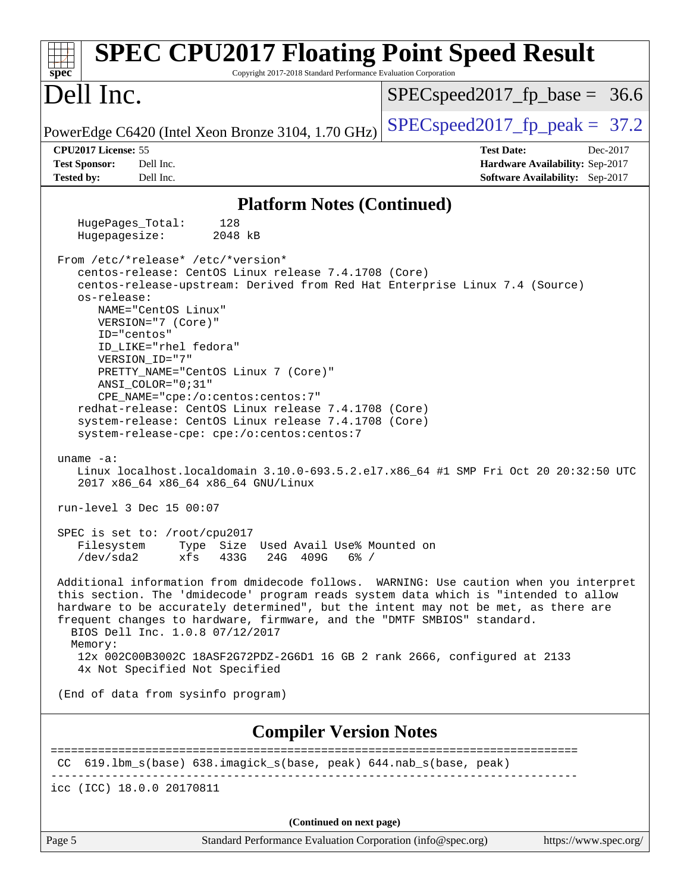# SPEC CPU2017 Floating Point Speed Result

Copyright 2017-2018 Standard Performance Evaluation Corporation

## Dell Inc.

PowerEdge C6420 (Intel Xeon Bronze 3104, 1.70 GHz)

SPECspeed2017_fp_base = 36.6

SPECspeed2017_fp_peak = 37.2

**CPU2017 License:** 55
**Test Sponsor:** Dell Inc.
**Tested by:** Dell Inc.

**Test Date:** Dec-2017
**Hardware Availability:** Sep-2017
**Software Availability:** Sep-2017

### Platform Notes (Continued)

```
    HugePages_Total:      128
    Hugepagesize:        2048 kB

 From /etc/*release* /etc/*version*
    centos-release: CentOS Linux release 7.4.1708 (Core)
    centos-release-upstream: Derived from Red Hat Enterprise Linux 7.4 (Source)
    os-release:
       NAME="CentOS Linux"
       VERSION="7 (Core)"
       ID="centos"
       ID_LIKE="rhel fedora"
       VERSION_ID="7"
       PRETTY_NAME="CentOS Linux 7 (Core)"
       ANSI_COLOR="0;31"
       CPE_NAME="cpe:/o:centos:centos:7"
    redhat-release: CentOS Linux release 7.4.1708 (Core)
    system-release: CentOS Linux release 7.4.1708 (Core)
    system-release-cpe: cpe:/o:centos:centos:7

 uname -a:
    Linux localhost.localdomain 3.10.0-693.5.2.el7.x86_64 #1 SMP Fri Oct 20 20:32:50 UTC
    2017 x86_64 x86_64 x86_64 GNU/Linux

 run-level 3 Dec 15 00:07

 SPEC is set to: /root/cpu2017
    Filesystem     Type  Size  Used Avail Use% Mounted on
    /dev/sda2      xfs   433G   24G  409G   6% /

 Additional information from dmidecode follows.  WARNING: Use caution when you interpret
 this section. The 'dmidecode' program reads system data which is "intended to allow
 hardware to be accurately determined", but the intent may not be met, as there are
 frequent changes to hardware, firmware, and the "DMTF SMBIOS" standard.
   BIOS Dell Inc. 1.0.8 07/12/2017
   Memory:
    12x 002C00B3002C 18ASF2G72PDZ-2G6D1 16 GB 2 rank 2666, configured at 2133
    4x Not Specified Not Specified

 (End of data from sysinfo program)
```

### Compiler Version Notes

```
==============================================================================
 CC  619.lbm_s(base) 638.imagick_s(base, peak) 644.nab_s(base, peak)
------------------------------------------------------------------------------
icc (ICC) 18.0.0 20170811
```

(Continued on next page)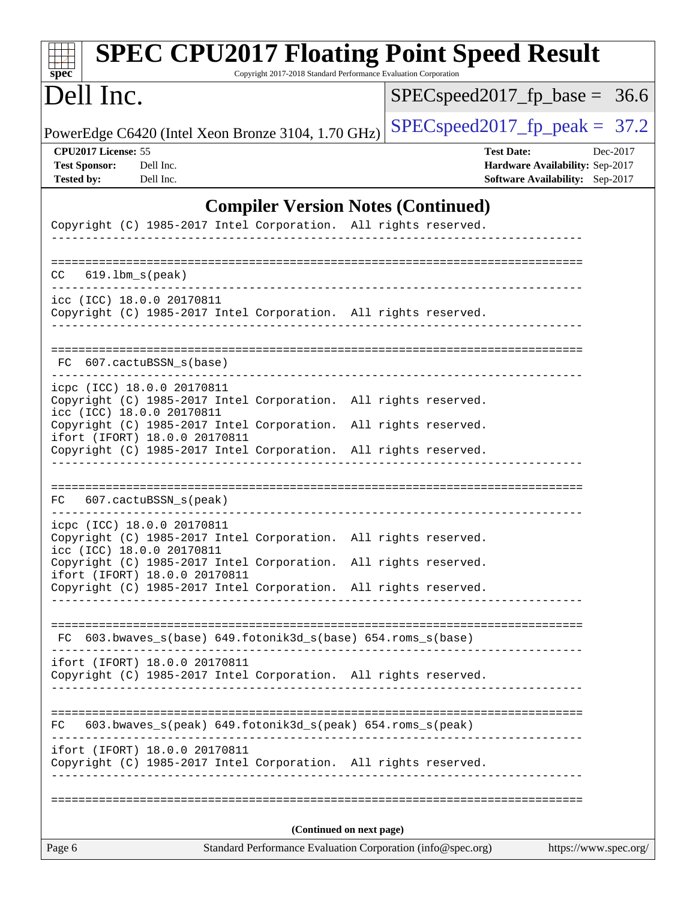## Compiler Version Notes (Continued)

```
Copyright (C) 1985-2017 Intel Corporation.  All rights reserved.
------------------------------------------------------------------------------

==============================================================================
CC   619.lbm_s(peak)
------------------------------------------------------------------------------
icc (ICC) 18.0.0 20170811
Copyright (C) 1985-2017 Intel Corporation.  All rights reserved.
------------------------------------------------------------------------------

==============================================================================
 FC  607.cactuBSSN_s(base)
------------------------------------------------------------------------------
icpc (ICC) 18.0.0 20170811
Copyright (C) 1985-2017 Intel Corporation.  All rights reserved.
icc (ICC) 18.0.0 20170811
Copyright (C) 1985-2017 Intel Corporation.  All rights reserved.
ifort (IFORT) 18.0.0 20170811
Copyright (C) 1985-2017 Intel Corporation.  All rights reserved.
------------------------------------------------------------------------------

==============================================================================
FC   607.cactuBSSN_s(peak)
------------------------------------------------------------------------------
icpc (ICC) 18.0.0 20170811
Copyright (C) 1985-2017 Intel Corporation.  All rights reserved.
icc (ICC) 18.0.0 20170811
Copyright (C) 1985-2017 Intel Corporation.  All rights reserved.
ifort (IFORT) 18.0.0 20170811
Copyright (C) 1985-2017 Intel Corporation.  All rights reserved.
------------------------------------------------------------------------------

==============================================================================
 FC  603.bwaves_s(base) 649.fotonik3d_s(base) 654.roms_s(base)
------------------------------------------------------------------------------
ifort (IFORT) 18.0.0 20170811
Copyright (C) 1985-2017 Intel Corporation.  All rights reserved.
------------------------------------------------------------------------------

==============================================================================
FC   603.bwaves_s(peak) 649.fotonik3d_s(peak) 654.roms_s(peak)
------------------------------------------------------------------------------
ifort (IFORT) 18.0.0 20170811
Copyright (C) 1985-2017 Intel Corporation.  All rights reserved.
------------------------------------------------------------------------------

==============================================================================
```

(Continued on next page)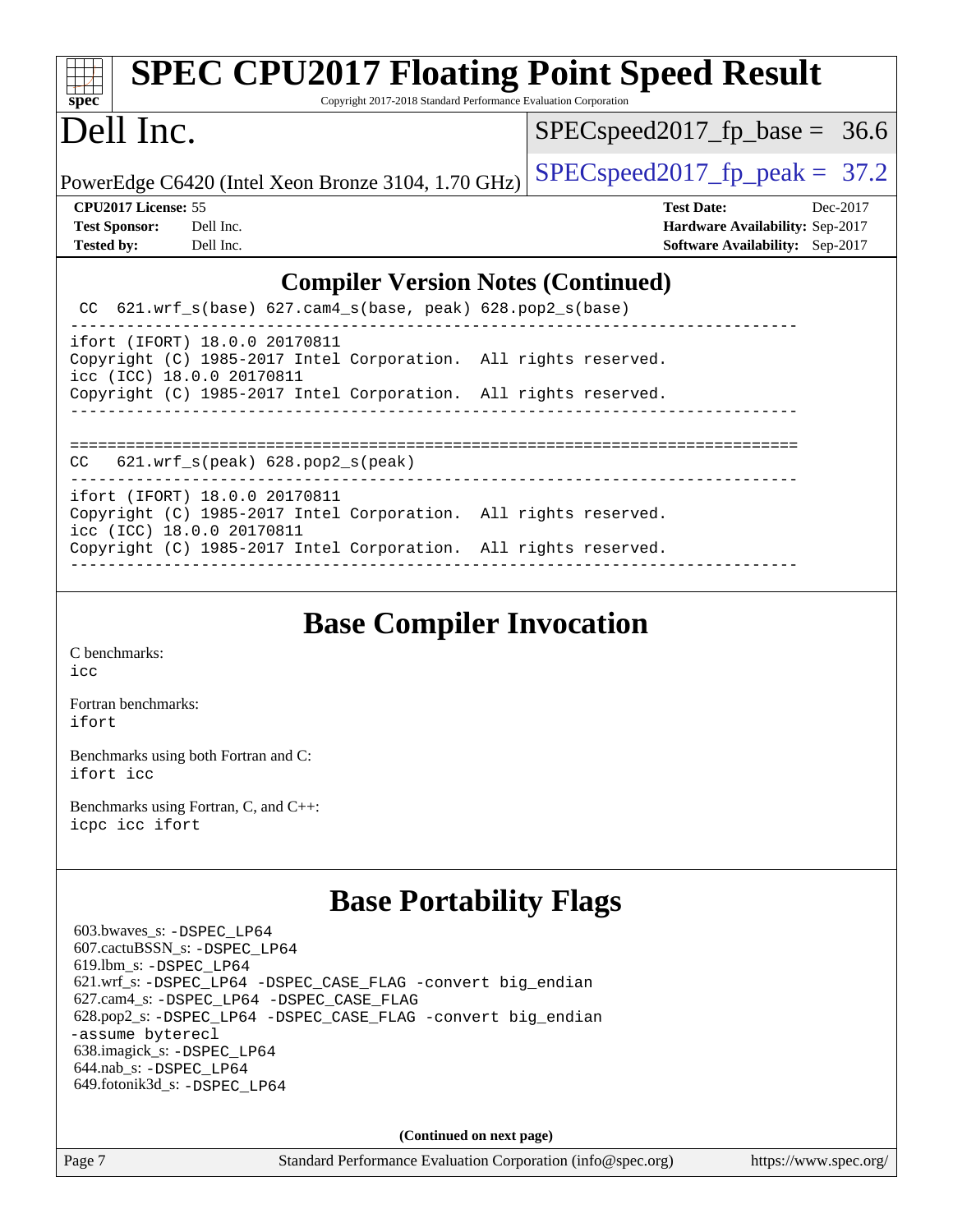# SPEC CPU2017 Floating Point Speed Result

Copyright 2017-2018 Standard Performance Evaluation Corporation

# Dell Inc.

PowerEdge C6420 (Intel Xeon Bronze 3104, 1.70 GHz)

SPECspeed2017_fp_base = 36.6

SPECspeed2017_fp_peak = 37.2

**CPU2017 License:** 55
**Test Sponsor:** Dell Inc.
**Tested by:** Dell Inc.

**Test Date:** Dec-2017
**Hardware Availability:** Sep-2017
**Software Availability:** Sep-2017

## Compiler Version Notes (Continued)

```
 CC  621.wrf_s(base) 627.cam4_s(base, peak) 628.pop2_s(base)
------------------------------------------------------------------------------
ifort (IFORT) 18.0.0 20170811
Copyright (C) 1985-2017 Intel Corporation.  All rights reserved.
icc (ICC) 18.0.0 20170811
Copyright (C) 1985-2017 Intel Corporation.  All rights reserved.
------------------------------------------------------------------------------

==============================================================================
CC   621.wrf_s(peak) 628.pop2_s(peak)
------------------------------------------------------------------------------
ifort (IFORT) 18.0.0 20170811
Copyright (C) 1985-2017 Intel Corporation.  All rights reserved.
icc (ICC) 18.0.0 20170811
Copyright (C) 1985-2017 Intel Corporation.  All rights reserved.
------------------------------------------------------------------------------
```

## Base Compiler Invocation

C benchmarks:
`icc`

Fortran benchmarks:
`ifort`

Benchmarks using both Fortran and C:
`ifort icc`

Benchmarks using Fortran, C, and C++:
`icpc icc ifort`

## Base Portability Flags

603.bwaves_s: `-DSPEC_LP64`
607.cactuBSSN_s: `-DSPEC_LP64`
619.lbm_s: `-DSPEC_LP64`
621.wrf_s: `-DSPEC_LP64 -DSPEC_CASE_FLAG -convert big_endian`
627.cam4_s: `-DSPEC_LP64 -DSPEC_CASE_FLAG`
628.pop2_s: `-DSPEC_LP64 -DSPEC_CASE_FLAG -convert big_endian -assume byterecl`
638.imagick_s: `-DSPEC_LP64`
644.nab_s: `-DSPEC_LP64`
649.fotonik3d_s: `-DSPEC_LP64`

**(Continued on next page)**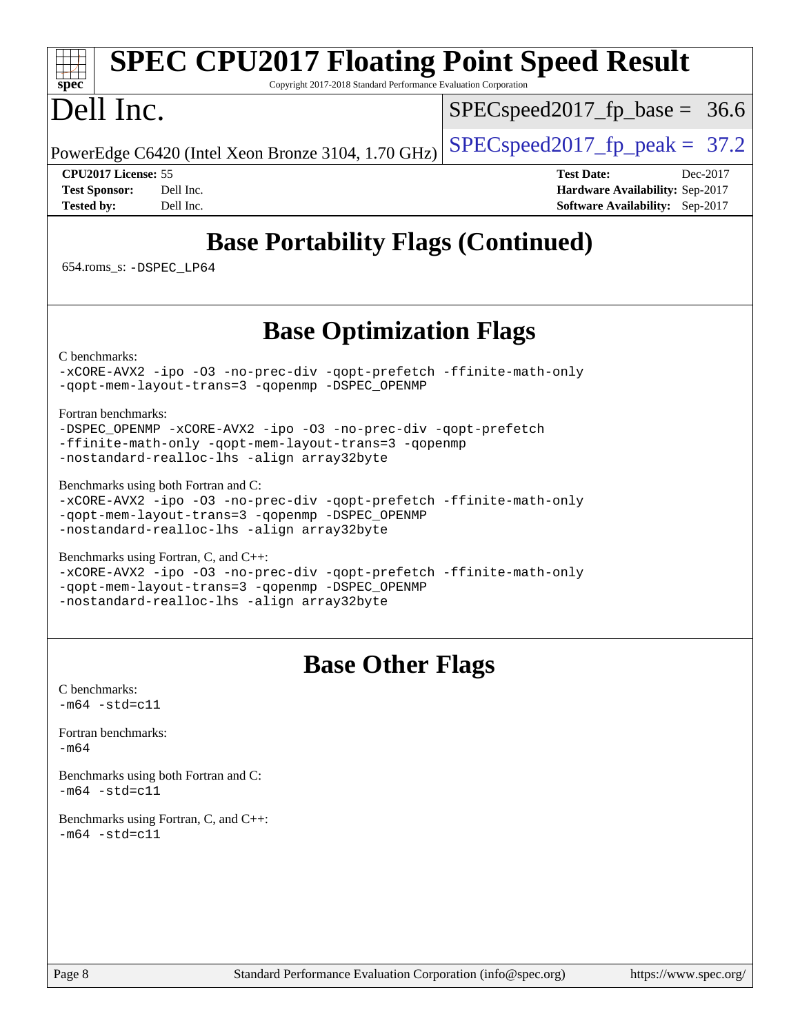# Base Portability Flags (Continued)

654.roms_s: -DSPEC_LP64

# Base Optimization Flags

C benchmarks:

```
-xCORE-AVX2 -ipo -O3 -no-prec-div -qopt-prefetch -ffinite-math-only
-qopt-mem-layout-trans=3 -qopenmp -DSPEC_OPENMP
```

Fortran benchmarks:

```
-DSPEC_OPENMP -xCORE-AVX2 -ipo -O3 -no-prec-div -qopt-prefetch
-ffinite-math-only -qopt-mem-layout-trans=3 -qopenmp
-nostandard-realloc-lhs -align array32byte
```

Benchmarks using both Fortran and C:

```
-xCORE-AVX2 -ipo -O3 -no-prec-div -qopt-prefetch -ffinite-math-only
-qopt-mem-layout-trans=3 -qopenmp -DSPEC_OPENMP
-nostandard-realloc-lhs -align array32byte
```

Benchmarks using Fortran, C, and C++:

```
-xCORE-AVX2 -ipo -O3 -no-prec-div -qopt-prefetch -ffinite-math-only
-qopt-mem-layout-trans=3 -qopenmp -DSPEC_OPENMP
-nostandard-realloc-lhs -align array32byte
```

# Base Other Flags

C benchmarks:

```
-m64 -std=c11
```

Fortran benchmarks:

```
-m64
```

Benchmarks using both Fortran and C:

```
-m64 -std=c11
```

Benchmarks using Fortran, C, and C++:

```
-m64 -std=c11
```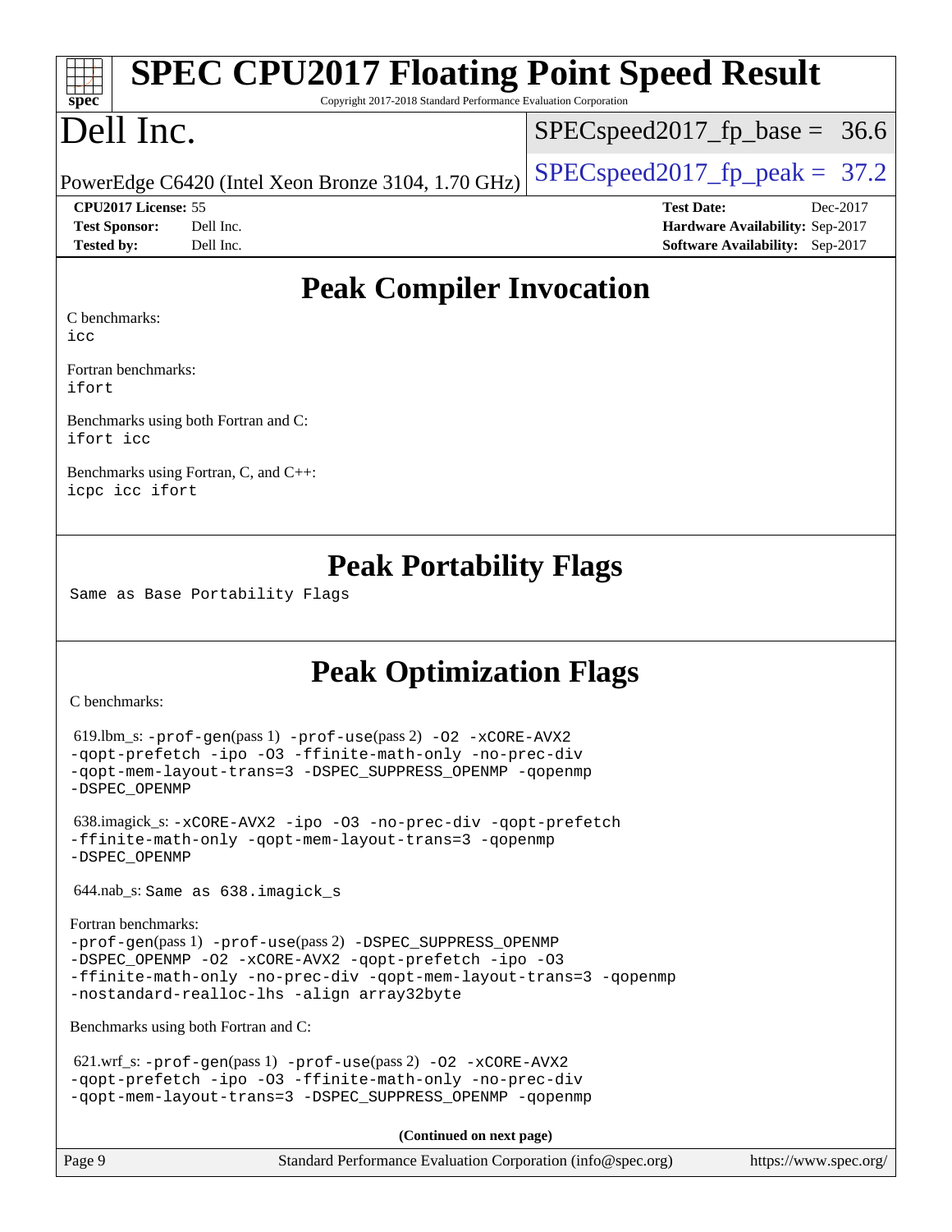# SPEC CPU2017 Floating Point Speed Result

Copyright 2017-2018 Standard Performance Evaluation Corporation

# Dell Inc.

PowerEdge C6420 (Intel Xeon Bronze 3104, 1.70 GHz)

SPECspeed2017_fp_base = 36.6

SPECspeed2017_fp_peak = 37.2

**CPU2017 License:** 55
**Test Sponsor:** Dell Inc.
**Tested by:** Dell Inc.

**Test Date:** Dec-2017
**Hardware Availability:** Sep-2017
**Software Availability:** Sep-2017

## Peak Compiler Invocation

C benchmarks:
icc

Fortran benchmarks:
ifort

Benchmarks using both Fortran and C:
ifort icc

Benchmarks using Fortran, C, and C++:
icpc icc ifort

## Peak Portability Flags

Same as Base Portability Flags

## Peak Optimization Flags

C benchmarks:

619.lbm_s: -prof-gen(pass 1) -prof-use(pass 2) -O2 -xCORE-AVX2 -qopt-prefetch -ipo -O3 -ffinite-math-only -no-prec-div -qopt-mem-layout-trans=3 -DSPEC_SUPPRESS_OPENMP -qopenmp -DSPEC_OPENMP

638.imagick_s: -xCORE-AVX2 -ipo -O3 -no-prec-div -qopt-prefetch -ffinite-math-only -qopt-mem-layout-trans=3 -qopenmp -DSPEC_OPENMP

644.nab_s: Same as 638.imagick_s

Fortran benchmarks:
-prof-gen(pass 1) -prof-use(pass 2) -DSPEC_SUPPRESS_OPENMP -DSPEC_OPENMP -O2 -xCORE-AVX2 -qopt-prefetch -ipo -O3 -ffinite-math-only -no-prec-div -qopt-mem-layout-trans=3 -qopenmp -nostandard-realloc-lhs -align array32byte

Benchmarks using both Fortran and C:

621.wrf_s: -prof-gen(pass 1) -prof-use(pass 2) -O2 -xCORE-AVX2 -qopt-prefetch -ipo -O3 -ffinite-math-only -no-prec-div -qopt-mem-layout-trans=3 -DSPEC_SUPPRESS_OPENMP -qopenmp

**(Continued on next page)**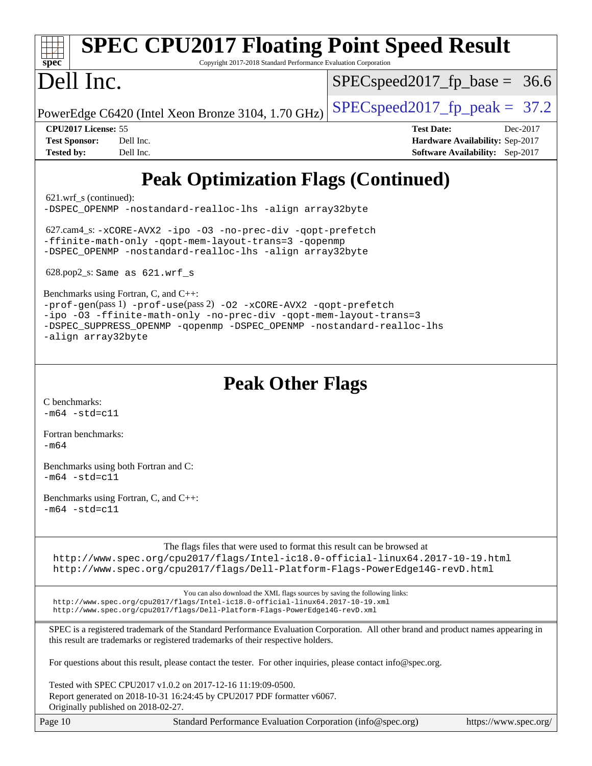# Peak Optimization Flags (Continued)

621.wrf_s (continued):
-DSPEC_OPENMP -nostandard-realloc-lhs -align array32byte

627.cam4_s: -xCORE-AVX2 -ipo -O3 -no-prec-div -qopt-prefetch
-ffinite-math-only -qopt-mem-layout-trans=3 -qopenmp
-DSPEC_OPENMP -nostandard-realloc-lhs -align array32byte

628.pop2_s: Same as 621.wrf_s

Benchmarks using Fortran, C, and C++:
-prof-gen(pass 1) -prof-use(pass 2) -O2 -xCORE-AVX2 -qopt-prefetch
-ipo -O3 -ffinite-math-only -no-prec-div -qopt-mem-layout-trans=3
-DSPEC_SUPPRESS_OPENMP -qopenmp -DSPEC_OPENMP -nostandard-realloc-lhs
-align array32byte

# Peak Other Flags

C benchmarks:
-m64 -std=c11

Fortran benchmarks:
-m64

Benchmarks using both Fortran and C:
-m64 -std=c11

Benchmarks using Fortran, C, and C++:
-m64 -std=c11

The flags files that were used to format this result can be browsed at
http://www.spec.org/cpu2017/flags/Intel-ic18.0-official-linux64.2017-10-19.html
http://www.spec.org/cpu2017/flags/Dell-Platform-Flags-PowerEdge14G-revD.html

You can also download the XML flags sources by saving the following links:
http://www.spec.org/cpu2017/flags/Intel-ic18.0-official-linux64.2017-10-19.xml
http://www.spec.org/cpu2017/flags/Dell-Platform-Flags-PowerEdge14G-revD.xml

SPEC is a registered trademark of the Standard Performance Evaluation Corporation. All other brand and product names appearing in this result are trademarks or registered trademarks of their respective holders.

For questions about this result, please contact the tester. For other inquiries, please contact info@spec.org.

Tested with SPEC CPU2017 v1.0.2 on 2017-12-16 11:19:09-0500.
Report generated on 2018-10-31 16:24:45 by CPU2017 PDF formatter v6067.
Originally published on 2018-02-27.